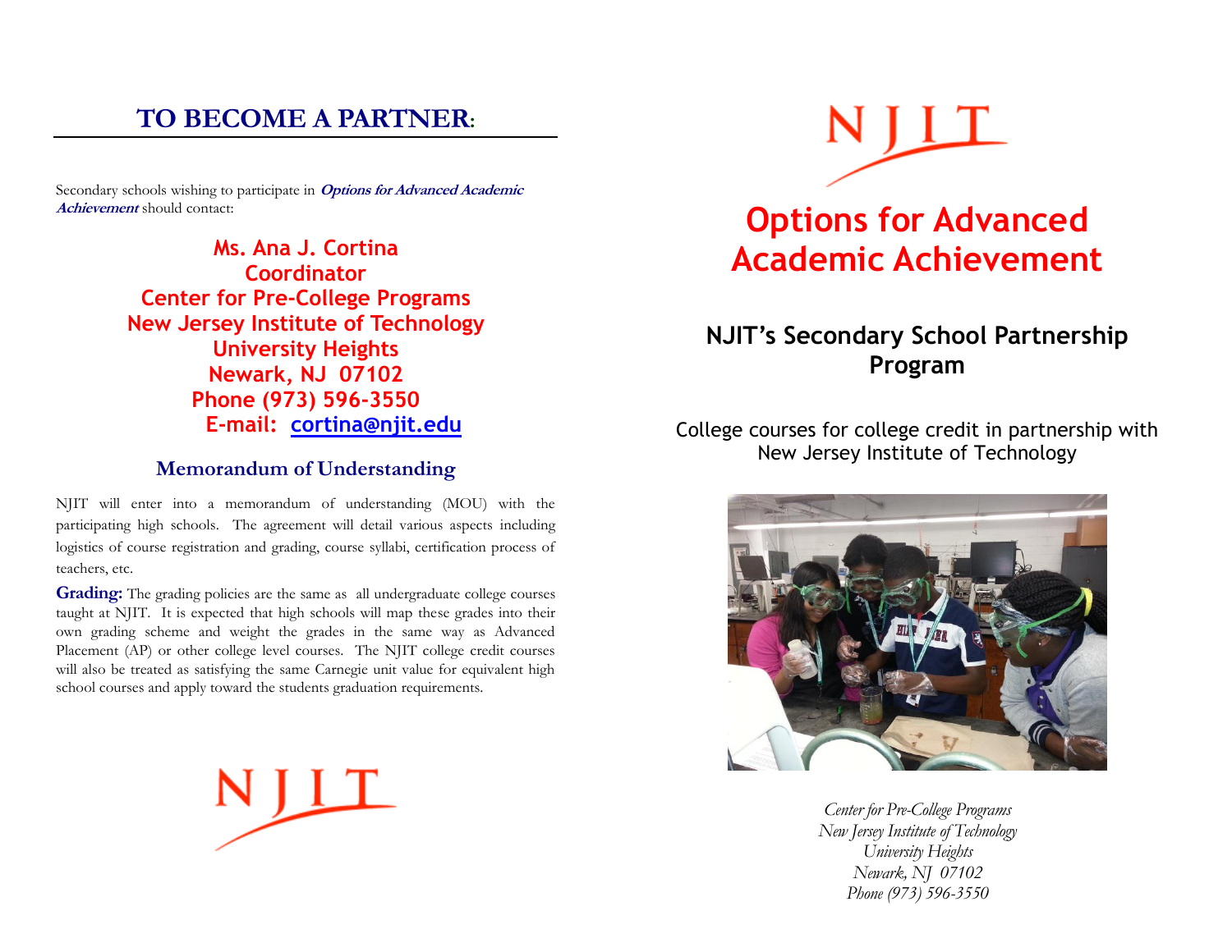## TO BECOME A PARTNER:

Secondary schools wishing to participate in ***Options for Advanced Academic Achievement*** should contact:

**Ms. Ana J. Cortina**
**Coordinator**
**Center for Pre-College Programs**
**New Jersey Institute of Technology**
**University Heights**
**Newark, NJ 07102**
**Phone (973) 596-3550**
**E-mail: cortina@njit.edu**

### Memorandum of Understanding

NJIT will enter into a memorandum of understanding (MOU) with the participating high schools. The agreement will detail various aspects including logistics of course registration and grading, course syllabi, certification process of teachers, etc.

**Grading:** The grading policies are the same as all undergraduate college courses taught at NJIT. It is expected that high schools will map these grades into their own grading scheme and weight the grades in the same way as Advanced Placement (AP) or other college level courses. The NJIT college credit courses will also be treated as satisfying the same Carnegie unit value for equivalent high school courses and apply toward the students graduation requirements.

NJIT

NJIT

# Options for Advanced Academic Achievement

## NJIT's Secondary School Partnership Program

College courses for college credit in partnership with New Jersey Institute of Technology

*Center for Pre-College Programs*
*New Jersey Institute of Technology*
*University Heights*
*Newark, NJ 07102*
*Phone (973) 596-3550*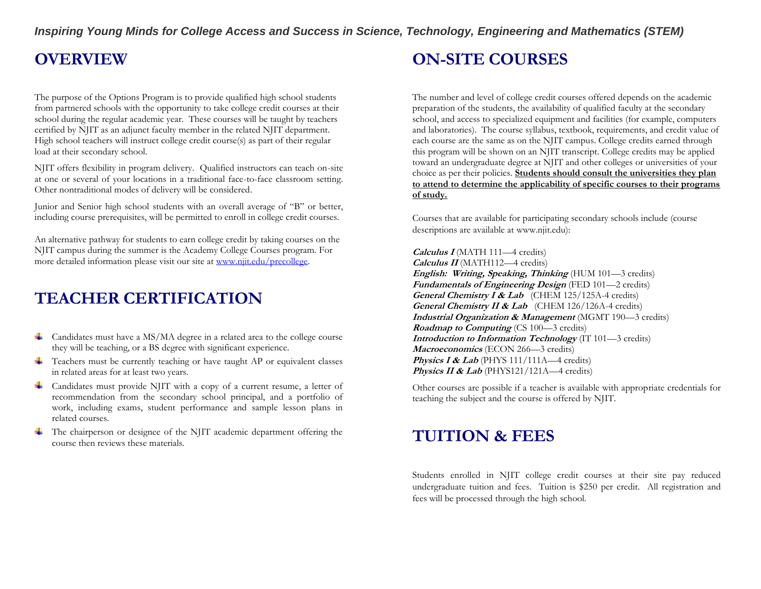*Inspiring Young Minds for College Access and Success in Science, Technology, Engineering and Mathematics (STEM)*

## OVERVIEW

The purpose of the Options Program is to provide qualified high school students from partnered schools with the opportunity to take college credit courses at their school during the regular academic year. These courses will be taught by teachers certified by NJIT as an adjunct faculty member in the related NJIT department. High school teachers will instruct college credit course(s) as part of their regular load at their secondary school.

NJIT offers flexibility in program delivery. Qualified instructors can teach on-site at one or several of your locations in a traditional face-to-face classroom setting. Other nontraditional modes of delivery will be considered.

Junior and Senior high school students with an overall average of "B" or better, including course prerequisites, will be permitted to enroll in college credit courses.

An alternative pathway for students to earn college credit by taking courses on the NJIT campus during the summer is the Academy College Courses program. For more detailed information please visit our site at [www.njit.edu/precollege](www.njit.edu/precollege).

## TEACHER CERTIFICATION

- Candidates must have a MS/MA degree in a related area to the college course they will be teaching, or a BS degree with significant experience.
- Teachers must be currently teaching or have taught AP or equivalent classes in related areas for at least two years.
- Candidates must provide NJIT with a copy of a current resume, a letter of recommendation from the secondary school principal, and a portfolio of work, including exams, student performance and sample lesson plans in related courses.
- The chairperson or designee of the NJIT academic department offering the course then reviews these materials.

## ON-SITE COURSES

The number and level of college credit courses offered depends on the academic preparation of the students, the availability of qualified faculty at the secondary school, and access to specialized equipment and facilities (for example, computers and laboratories). The course syllabus, textbook, requirements, and credit value of each course are the same as on the NJIT campus. College credits earned through this program will be shown on an NJIT transcript. College credits may be applied toward an undergraduate degree at NJIT and other colleges or universities of your choice as per their policies. **<u>Students should consult the universities they plan to attend to determine the applicability of specific courses to their programs of study.</u>**

Courses that are available for participating secondary schools include (course descriptions are available at www.njit.edu):

***Calculus I*** (MATH 111—4 credits)
***Calculus II*** (MATH112—4 credits)
***English: Writing, Speaking, Thinking*** (HUM 101—3 credits)
***Fundamentals of Engineering Design*** (FED 101—2 credits)
***General Chemistry I & Lab*** (CHEM 125/125A-4 credits)
***General Chemistry II & Lab*** (CHEM 126/126A-4 credits)
***Industrial Organization & Management*** (MGMT 190—3 credits)
***Roadmap to Computing*** (CS 100—3 credits)
***Introduction to Information Technology*** (IT 101—3 credits)
***Macroeconomics*** (ECON 266—3 credits)
***Physics I & Lab*** (PHYS 111/111A—4 credits)
***Physics II & Lab*** (PHYS121/121A—4 credits)

Other courses are possible if a teacher is available with appropriate credentials for teaching the subject and the course is offered by NJIT.

## TUITION & FEES

Students enrolled in NJIT college credit courses at their site pay reduced undergraduate tuition and fees. Tuition is $250 per credit. All registration and fees will be processed through the high school.